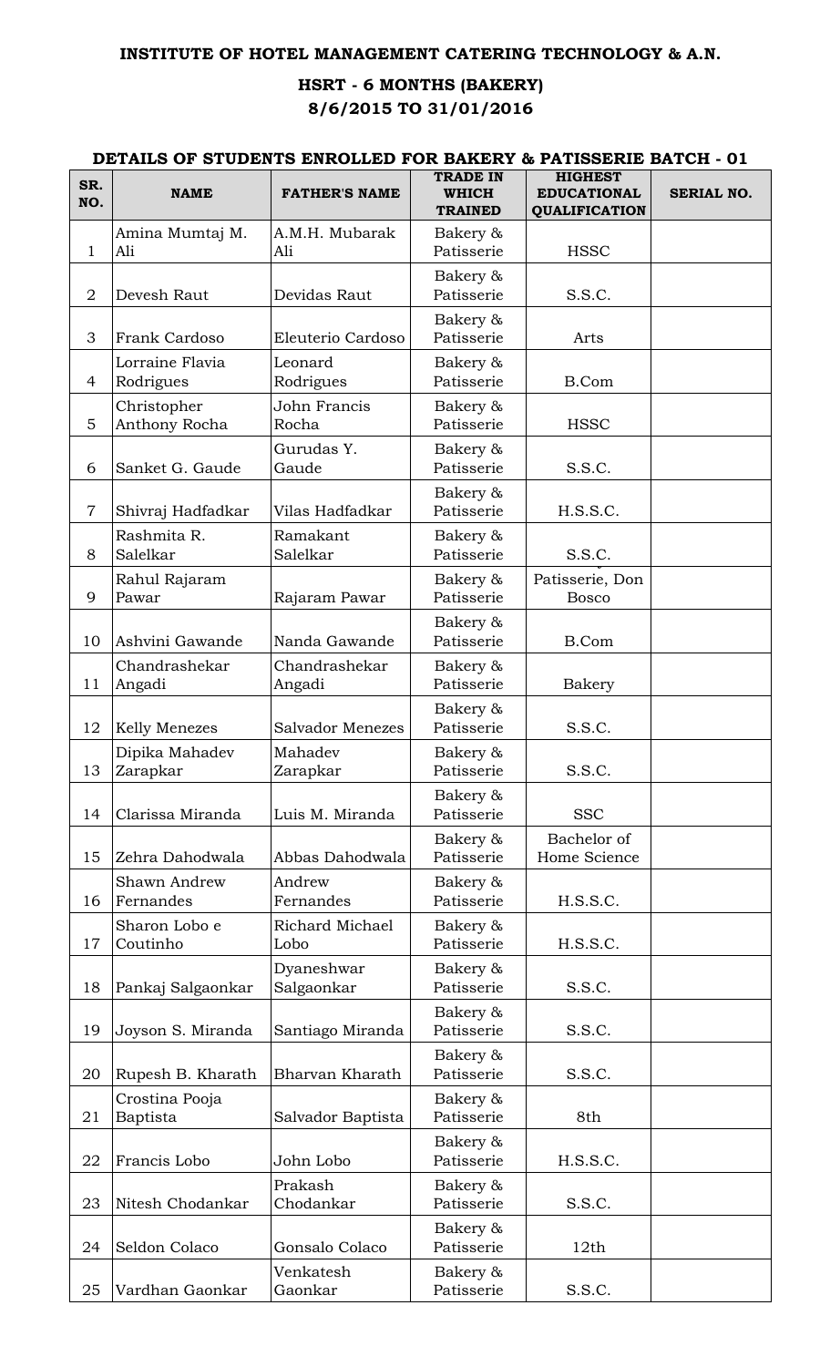# INSTITUTE OF HOTEL MANAGEMENT CATERING TECHNOLOGY & A.N.

## HSRT - 6 MONTHS (BAKERY)

## 8/6/2015 TO 31/01/2016

### DETAILS OF STUDENTS ENROLLED FOR BAKERY & PATISSERIE BATCH - 01

| SR. NO. | NAME | FATHER'S NAME | TRADE IN WHICH TRAINED | HIGHEST EDUCATIONAL QUALIFICATION | SERIAL NO. |
|---|---|---|---|---|---|
| 1 | Amina Mumtaj M. Ali | A.M.H. Mubarak Ali | Bakery & Patisserie | HSSC | |
| 2 | Devesh Raut | Devidas Raut | Bakery & Patisserie | S.S.C. | |
| 3 | Frank Cardoso | Eleuterio Cardoso | Bakery & Patisserie | Arts | |
| 4 | Lorraine Flavia Rodrigues | Leonard Rodrigues | Bakery & Patisserie | B.Com | |
| 5 | Christopher Anthony Rocha | John Francis Rocha | Bakery & Patisserie | HSSC | |
| 6 | Sanket G. Gaude | Gurudas Y. Gaude | Bakery & Patisserie | S.S.C. | |
| 7 | Shivraj Hadfadkar | Vilas Hadfadkar | Bakery & Patisserie | H.S.S.C. | |
| 8 | Rashmita R. Salelkar | Ramakant Salelkar | Bakery & Patisserie | S.S.C. | |
| 9 | Rahul Rajaram Pawar | Rajaram Pawar | Bakery & Patisserie | Patisserie, Don Bosco | |
| 10 | Ashvini Gawande | Nanda Gawande | Bakery & Patisserie | B.Com | |
| 11 | Chandrashekar Angadi | Chandrashekar Angadi | Bakery & Patisserie | Bakery | |
| 12 | Kelly Menezes | Salvador Menezes | Bakery & Patisserie | S.S.C. | |
| 13 | Dipika Mahadev Zarapkar | Mahadev Zarapkar | Bakery & Patisserie | S.S.C. | |
| 14 | Clarissa Miranda | Luis M. Miranda | Bakery & Patisserie | SSC | |
| 15 | Zehra Dahodwala | Abbas Dahodwala | Bakery & Patisserie | Bachelor of Home Science | |
| 16 | Shawn Andrew Fernandes | Andrew Fernandes | Bakery & Patisserie | H.S.S.C. | |
| 17 | Sharon Lobo e Coutinho | Richard Michael Lobo | Bakery & Patisserie | H.S.S.C. | |
| 18 | Pankaj Salgaonkar | Dyaneshwar Salgaonkar | Bakery & Patisserie | S.S.C. | |
| 19 | Joyson S. Miranda | Santiago Miranda | Bakery & Patisserie | S.S.C. | |
| 20 | Rupesh B. Kharath | Bharvan Kharath | Bakery & Patisserie | S.S.C. | |
| 21 | Crostina Pooja Baptista | Salvador Baptista | Bakery & Patisserie | 8th | |
| 22 | Francis Lobo | John Lobo | Bakery & Patisserie | H.S.S.C. | |
| 23 | Nitesh Chodankar | Prakash Chodankar | Bakery & Patisserie | S.S.C. | |
| 24 | Seldon Colaco | Gonsalo Colaco | Bakery & Patisserie | 12th | |
| 25 | Vardhan Gaonkar | Venkatesh Gaonkar | Bakery & Patisserie | S.S.C. | |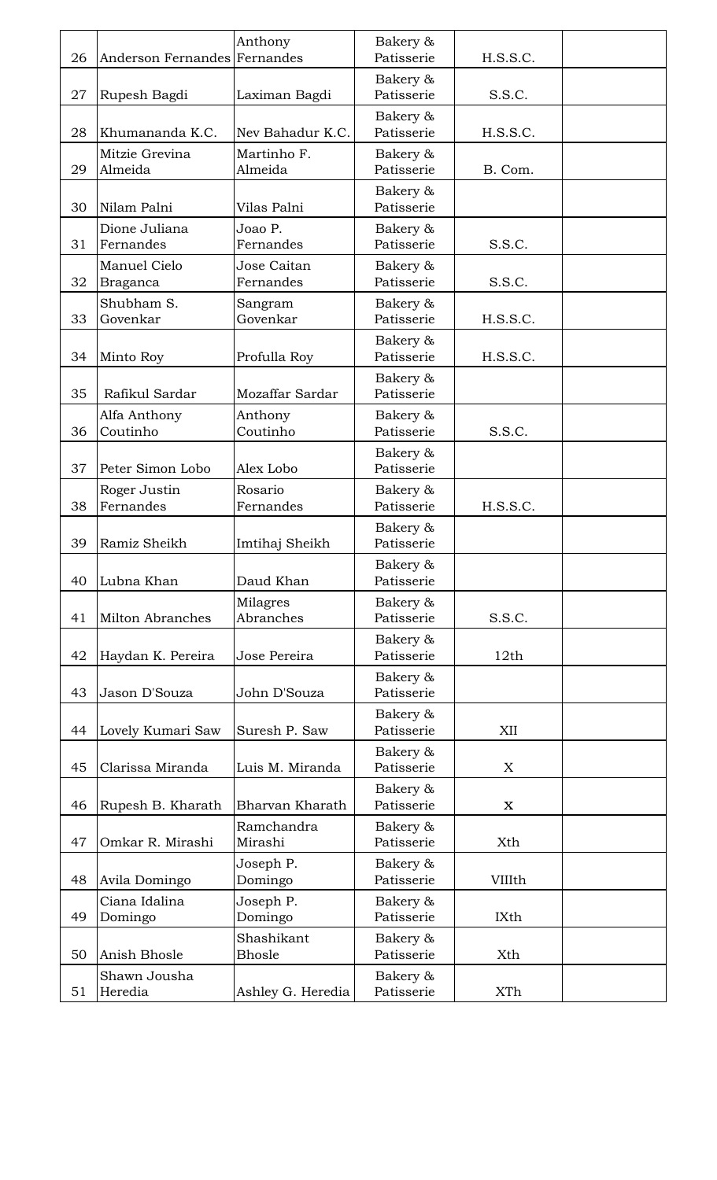| | | | | | |
|---|---|---|---|---|---|
| 26 | Anderson Fernandes | Anthony Fernandes | Bakery & Patisserie | H.S.S.C. | |
| 27 | Rupesh Bagdi | Laximan Bagdi | Bakery & Patisserie | S.S.C. | |
| 28 | Khumananda K.C. | Nev Bahadur K.C. | Bakery & Patisserie | H.S.S.C. | |
| 29 | Mitzie Grevina Almeida | Martinho F. Almeida | Bakery & Patisserie | B. Com. | |
| 30 | Nilam Palni | Vilas Palni | Bakery & Patisserie | | |
| 31 | Dione Juliana Fernandes | Joao P. Fernandes | Bakery & Patisserie | S.S.C. | |
| 32 | Manuel Cielo Braganca | Jose Caitan Fernandes | Bakery & Patisserie | S.S.C. | |
| 33 | Shubham S. Govenkar | Sangram Govenkar | Bakery & Patisserie | H.S.S.C. | |
| 34 | Minto Roy | Profulla Roy | Bakery & Patisserie | H.S.S.C. | |
| 35 | Rafikul Sardar | Mozaffar Sardar | Bakery & Patisserie | | |
| 36 | Alfa Anthony Coutinho | Anthony Coutinho | Bakery & Patisserie | S.S.C. | |
| 37 | Peter Simon Lobo | Alex Lobo | Bakery & Patisserie | | |
| 38 | Roger Justin Fernandes | Rosario Fernandes | Bakery & Patisserie | H.S.S.C. | |
| 39 | Ramiz Sheikh | Imtihaj Sheikh | Bakery & Patisserie | | |
| 40 | Lubna Khan | Daud Khan | Bakery & Patisserie | | |
| 41 | Milton Abranches | Milagres Abranches | Bakery & Patisserie | S.S.C. | |
| 42 | Haydan K. Pereira | Jose Pereira | Bakery & Patisserie | 12th | |
| 43 | Jason D'Souza | John D'Souza | Bakery & Patisserie | | |
| 44 | Lovely Kumari Saw | Suresh P. Saw | Bakery & Patisserie | XII | |
| 45 | Clarissa Miranda | Luis M. Miranda | Bakery & Patisserie | X | |
| 46 | Rupesh B. Kharath | Bharvan Kharath | Bakery & Patisserie | X | |
| 47 | Omkar R. Mirashi | Ramchandra Mirashi | Bakery & Patisserie | Xth | |
| 48 | Avila Domingo | Joseph P. Domingo | Bakery & Patisserie | VIIIth | |
| 49 | Ciana Idalina Domingo | Joseph P. Domingo | Bakery & Patisserie | IXth | |
| 50 | Anish Bhosle | Shashikant Bhosle | Bakery & Patisserie | Xth | |
| 51 | Shawn Jousha Heredia | Ashley G. Heredia | Bakery & Patisserie | XTh | |